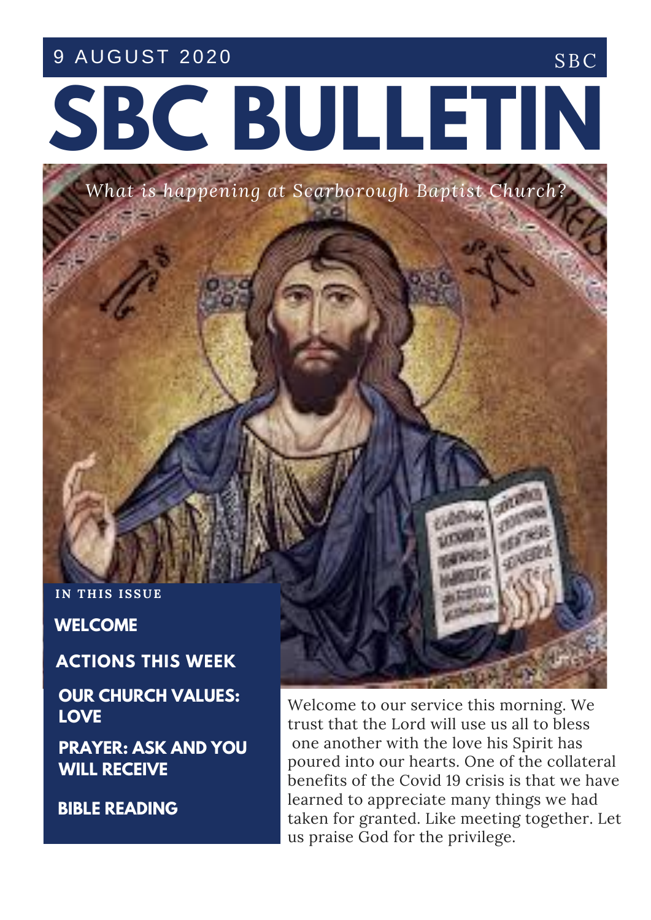9 AUGUST 2020 SBC

# SBC BULLETIN

*What is happening at Scarborough Baptist Church?*

**IN THIS ISSUE**

- **WELCOME**
- **ACTIONS THIS WEEK**
- **OUR CHURCH VALUES: LOVE**
- **PRAYER: ASK AND YOU WILL RECEIVE**
- **BIBLE READING**

Welcome to our service this morning. We trust that the Lord will use us all to bless one another with the love his Spirit has poured into our hearts. One of the collateral benefits of the Covid 19 crisis is that we have learned to appreciate many things we had taken for granted. Like meeting together. Let us praise God for the privilege.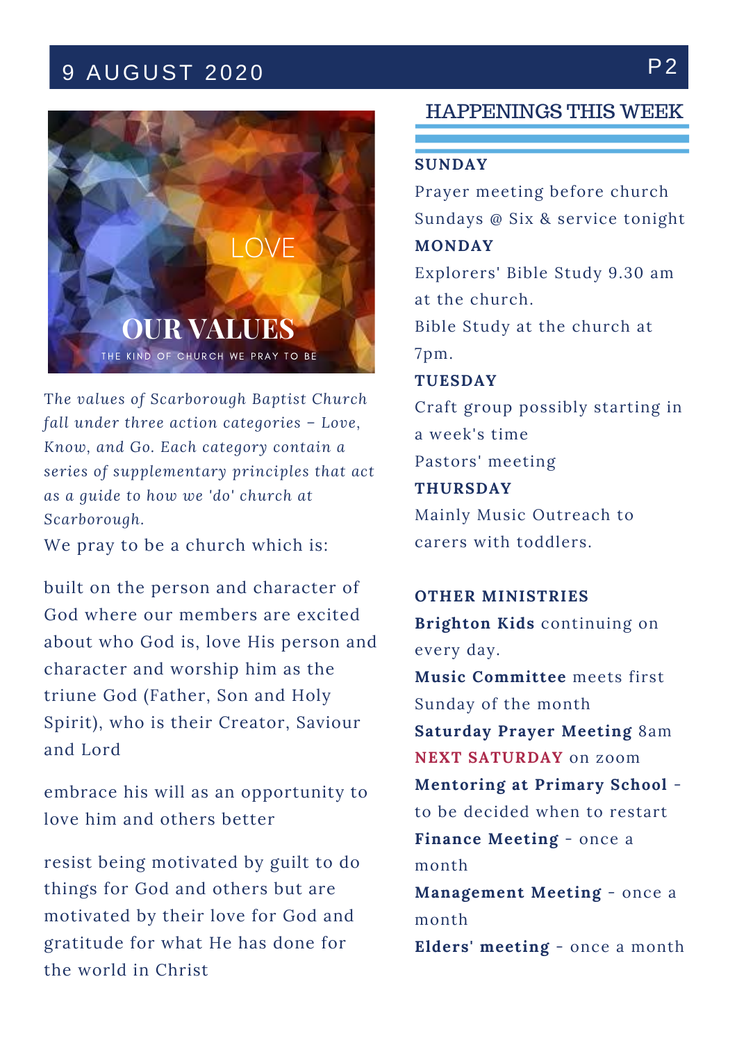LOVE

# OUR VALUES

THE KIND OF CHURCH WE PRAY TO BE

*The values of Scarborough Baptist Church fall under three action categories – Love, Know, and Go. Each category contain a series of supplementary principles that act as a guide to how we 'do' church at Scarborough.*

We pray to be a church which is:

built on the person and character of God where our members are excited about who God is, love His person and character and worship him as the triune God (Father, Son and Holy Spirit), who is their Creator, Saviour and Lord

embrace his will as an opportunity to love him and others better

resist being motivated by guilt to do things for God and others but are motivated by their love for God and gratitude for what He has done for the world in Christ

## HAPPENINGS THIS WEEK

**SUNDAY**

Prayer meeting before church

Sundays @ Six & service tonight

**MONDAY**

Explorers' Bible Study 9.30 am at the church.

Bible Study at the church at 7pm.

**TUESDAY**

Craft group possibly starting in a week's time

Pastors' meeting

**THURSDAY**

Mainly Music Outreach to carers with toddlers.

**OTHER MINISTRIES**

**Brighton Kids** continuing on every day.

**Music Committee** meets first Sunday of the month

**Saturday Prayer Meeting** 8am **NEXT SATURDAY** on zoom

**Mentoring at Primary School** - to be decided when to restart

**Finance Meeting** - once a month

**Management Meeting** - once a month

**Elders' meeting** - once a month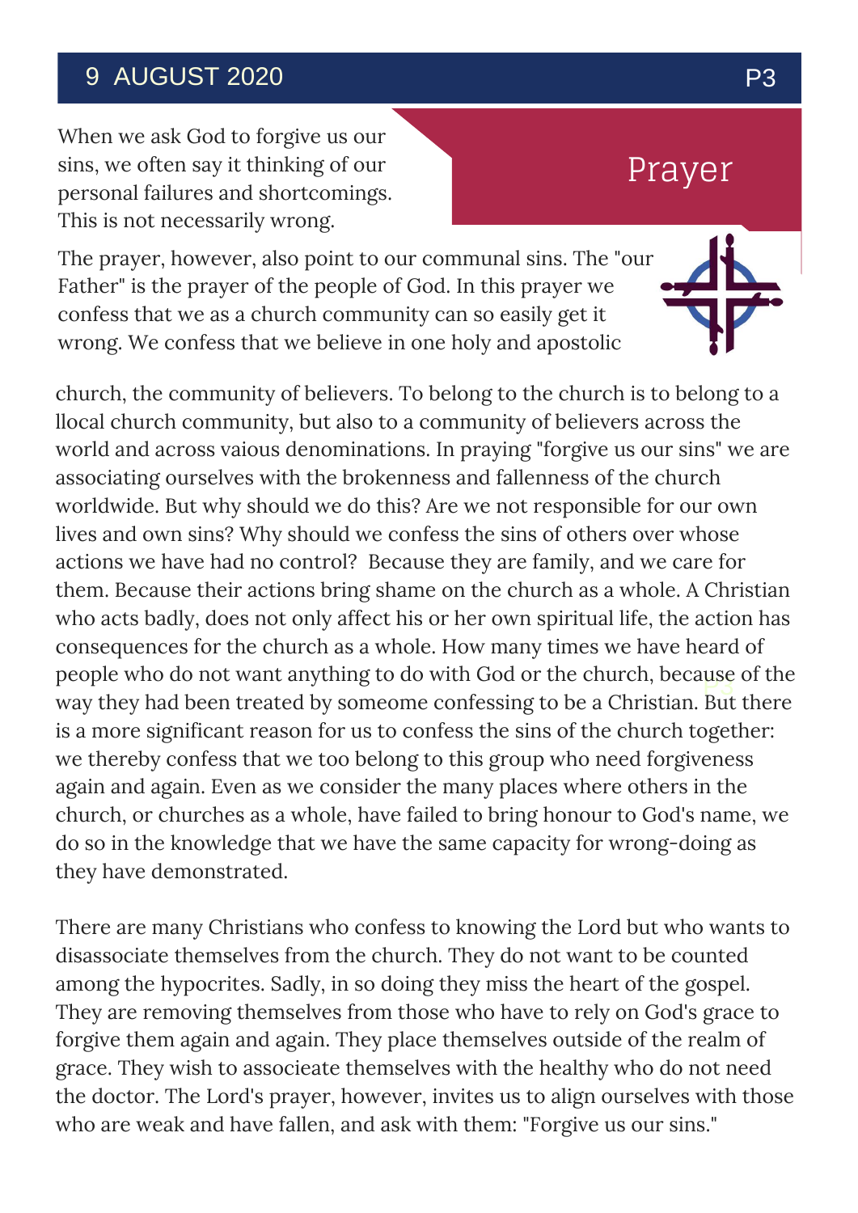# Prayer

When we ask God to forgive us our sins, we often say it thinking of our personal failures and shortcomings. This is not necessarily wrong.

The prayer, however, also point to our communal sins. The "our Father" is the prayer of the people of God. In this prayer we confess that we as a church community can so easily get it wrong. We confess that we believe in one holy and apostolic church, the community of believers. To belong to the church is to belong to a llocal church community, but also to a community of believers across the world and across vaious denominations. In praying "forgive us our sins" we are associating ourselves with the brokenness and fallenness of the church worldwide. But why should we do this? Are we not responsible for our own lives and own sins? Why should we confess the sins of others over whose actions we have had no control? Because they are family, and we care for them. Because their actions bring shame on the church as a whole. A Christian who acts badly, does not only affect his or her own spiritual life, the action has consequences for the church as a whole. How many times we have heard of people who do not want anything to do with God or the church, because of the way they had been treated by someome confessing to be a Christian. But there is a more significant reason for us to confess the sins of the church together: we thereby confess that we too belong to this group who need forgiveness again and again. Even as we consider the many places where others in the church, or churches as a whole, have failed to bring honour to God's name, we do so in the knowledge that we have the same capacity for wrong-doing as they have demonstrated.

There are many Christians who confess to knowing the Lord but who wants to disassociate themselves from the church. They do not want to be counted among the hypocrites. Sadly, in so doing they miss the heart of the gospel. They are removing themselves from those who have to rely on God's grace to forgive them again and again. They place themselves outside of the realm of grace. They wish to associeate themselves with the healthy who do not need the doctor. The Lord's prayer, however, invites us to align ourselves with those who are weak and have fallen, and ask with them: "Forgive us our sins."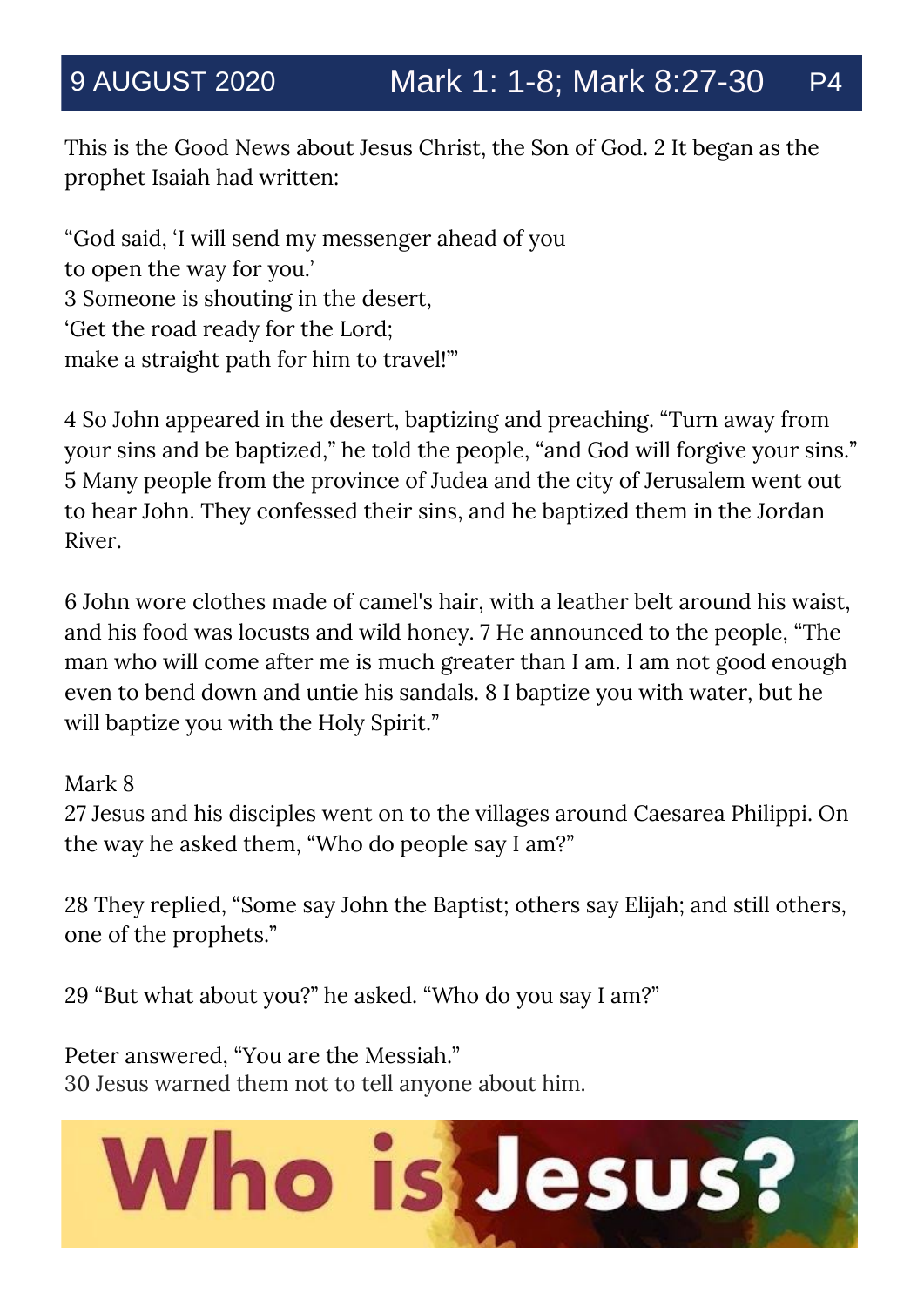# 9 AUGUST 2020 Mark 1: 1-8; Mark 8:27-30

This is the Good News about Jesus Christ, the Son of God. 2 It began as the prophet Isaiah had written:

“God said, ‘I will send my messenger ahead of you
to open the way for you.’
3 Someone is shouting in the desert,
‘Get the road ready for the Lord;
make a straight path for him to travel!’”

4 So John appeared in the desert, baptizing and preaching. “Turn away from your sins and be baptized,” he told the people, “and God will forgive your sins.” 5 Many people from the province of Judea and the city of Jerusalem went out to hear John. They confessed their sins, and he baptized them in the Jordan River.

6 John wore clothes made of camel's hair, with a leather belt around his waist, and his food was locusts and wild honey. 7 He announced to the people, “The man who will come after me is much greater than I am. I am not good enough even to bend down and untie his sandals. 8 I baptize you with water, but he will baptize you with the Holy Spirit.”

Mark 8
27 Jesus and his disciples went on to the villages around Caesarea Philippi. On the way he asked them, “Who do people say I am?”

28 They replied, “Some say John the Baptist; others say Elijah; and still others, one of the prophets.”

29 “But what about you?” he asked. “Who do you say I am?”

Peter answered, “You are the Messiah.”
30 Jesus warned them not to tell anyone about him.

# Who is Jesus?